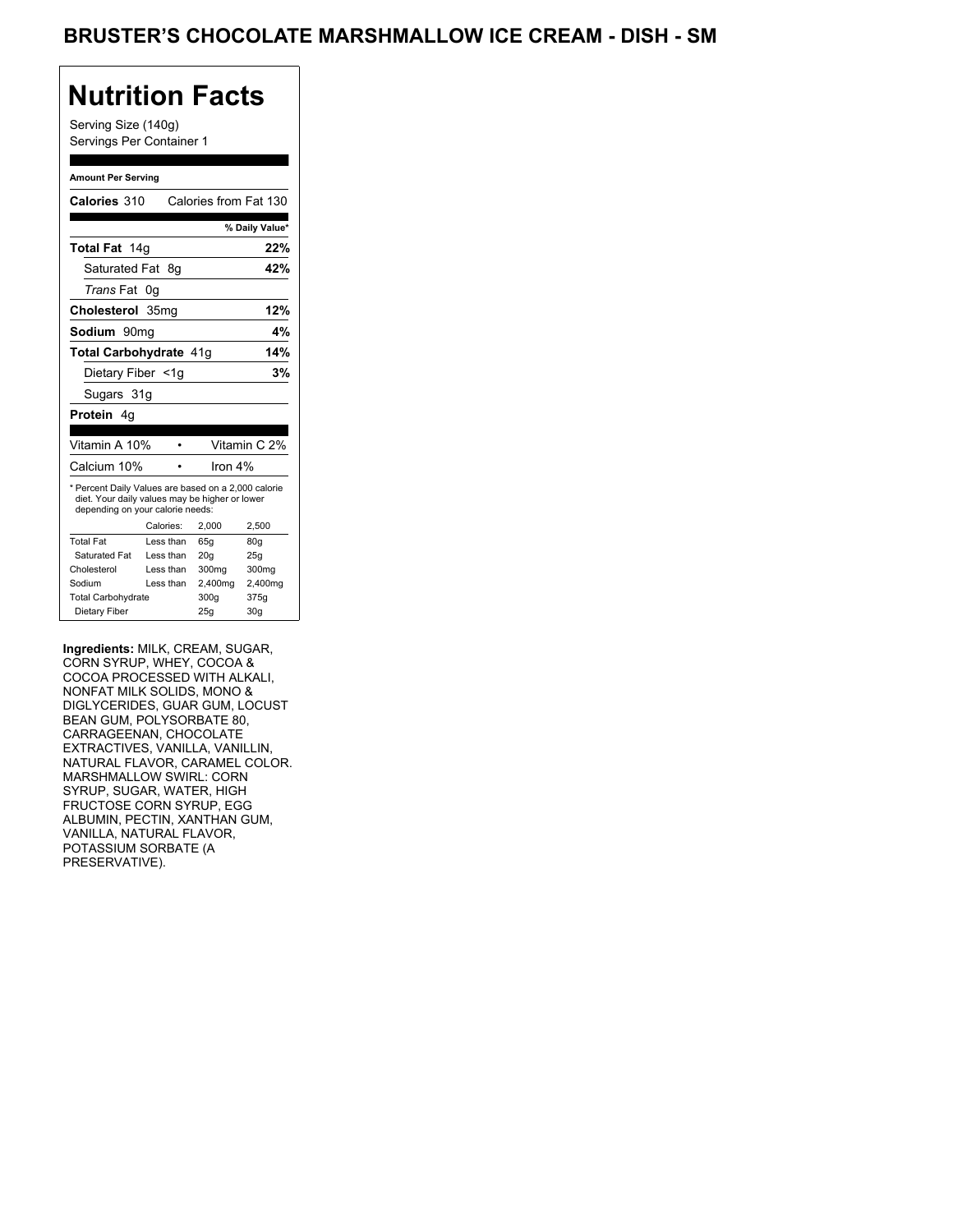# BRUSTER'S CHOCOLATE MARSHMALLOW ICE CREAM - DISH - SM

## Nutrition Facts

Serving Size (140g)
Servings Per Container 1

**Amount Per Serving**

| | |
|---|---|
| **Calories** 310 | Calories from Fat 130 |
| | **% Daily Value*** |
| **Total Fat** 14g | **22%** |
| Saturated Fat 8g | **42%** |
| *Trans* Fat 0g | |
| **Cholesterol** 35mg | **12%** |
| **Sodium** 90mg | **4%** |
| **Total Carbohydrate** 41g | **14%** |
| Dietary Fiber <1g | **3%** |
| Sugars 31g | |
| **Protein** 4g | |

| | |
|---|---|
| Vitamin A 10% | Vitamin C 2% |
| Calcium 10% | Iron 4% |

* Percent Daily Values are based on a 2,000 calorie diet. Your daily values may be higher or lower depending on your calorie needs:

| | Calories: | 2,000 | 2,500 |
|---|---|---|---|
| Total Fat | Less than | 65g | 80g |
| Saturated Fat | Less than | 20g | 25g |
| Cholesterol | Less than | 300mg | 300mg |
| Sodium | Less than | 2,400mg | 2,400mg |
| Total Carbohydrate | | 300g | 375g |
| Dietary Fiber | | 25g | 30g |

**Ingredients:** MILK, CREAM, SUGAR, CORN SYRUP, WHEY, COCOA & COCOA PROCESSED WITH ALKALI, NONFAT MILK SOLIDS, MONO & DIGLYCERIDES, GUAR GUM, LOCUST BEAN GUM, POLYSORBATE 80, CARRAGEENAN, CHOCOLATE EXTRACTIVES, VANILLA, VANILLIN, NATURAL FLAVOR, CARAMEL COLOR. MARSHMALLOW SWIRL: CORN SYRUP, SUGAR, WATER, HIGH FRUCTOSE CORN SYRUP, EGG ALBUMIN, PECTIN, XANTHAN GUM, VANILLA, NATURAL FLAVOR, POTASSIUM SORBATE (A PRESERVATIVE).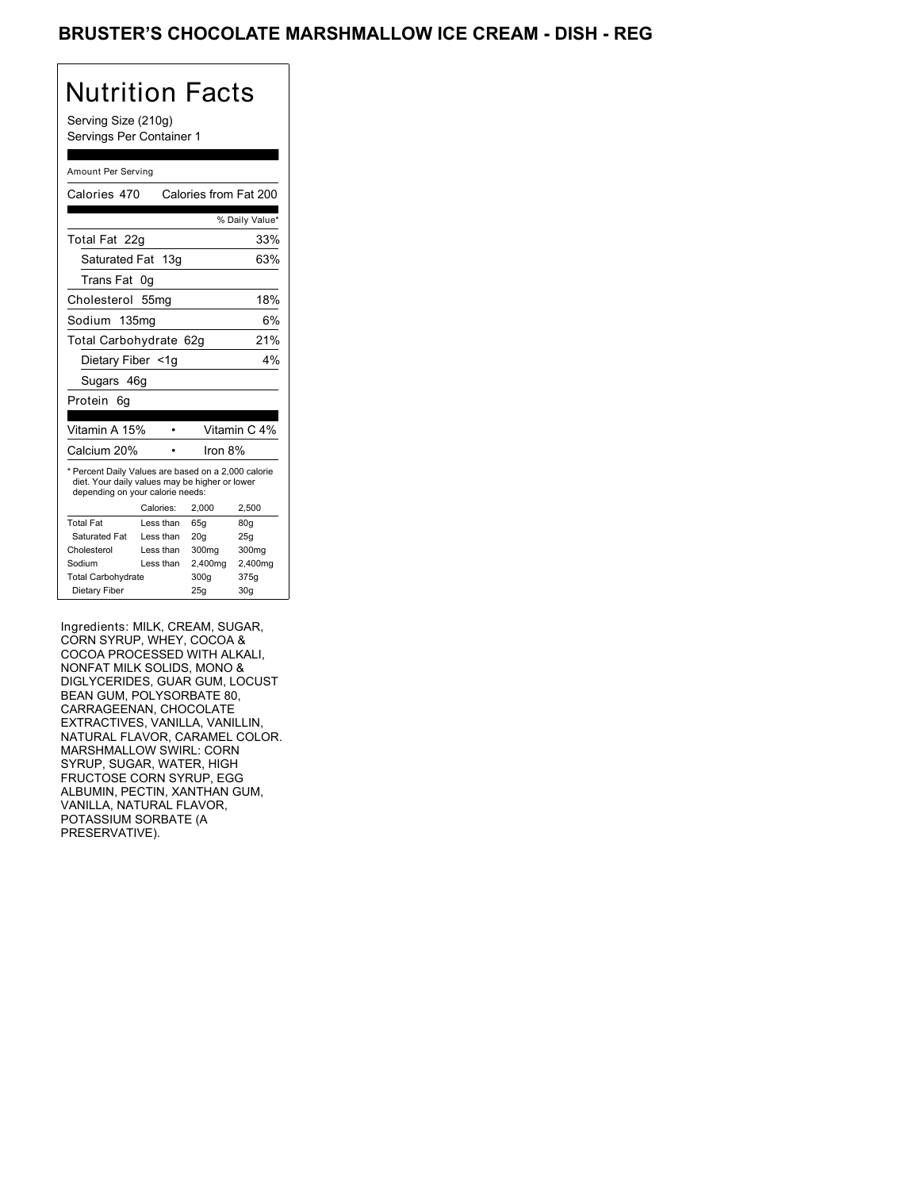# BRUSTER'S CHOCOLATE MARSHMALLOW ICE CREAM - DISH - REG

## Nutrition Facts

Serving Size (210g)
Servings Per Container 1

Amount Per Serving

Calories 470 Calories from Fat 200

| | % Daily Value* |
|---|---|
| Total Fat 22g | 33% |
| Saturated Fat 13g | 63% |
| Trans Fat 0g | |
| Cholesterol 55mg | 18% |
| Sodium 135mg | 6% |
| Total Carbohydrate 62g | 21% |
| Dietary Fiber <1g | 4% |
| Sugars 46g | |
| Protein 6g | |

| | |
|---|---|
| Vitamin A 15% | Vitamin C 4% |
| Calcium 20% | Iron 8% |

* Percent Daily Values are based on a 2,000 calorie diet. Your daily values may be higher or lower depending on your calorie needs:

| | Calories: | 2,000 | 2,500 |
|---|---|---|---|
| Total Fat | Less than | 65g | 80g |
| Saturated Fat | Less than | 20g | 25g |
| Cholesterol | Less than | 300mg | 300mg |
| Sodium | Less than | 2,400mg | 2,400mg |
| Total Carbohydrate | | 300g | 375g |
| Dietary Fiber | | 25g | 30g |

Ingredients: MILK, CREAM, SUGAR, CORN SYRUP, WHEY, COCOA & COCOA PROCESSED WITH ALKALI, NONFAT MILK SOLIDS, MONO & DIGLYCERIDES, GUAR GUM, LOCUST BEAN GUM, POLYSORBATE 80, CARRAGEENAN, CHOCOLATE EXTRACTIVES, VANILLA, VANILLIN, NATURAL FLAVOR, CARAMEL COLOR. MARSHMALLOW SWIRL: CORN SYRUP, SUGAR, WATER, HIGH FRUCTOSE CORN SYRUP, EGG ALBUMIN, PECTIN, XANTHAN GUM, VANILLA, NATURAL FLAVOR, POTASSIUM SORBATE (A PRESERVATIVE).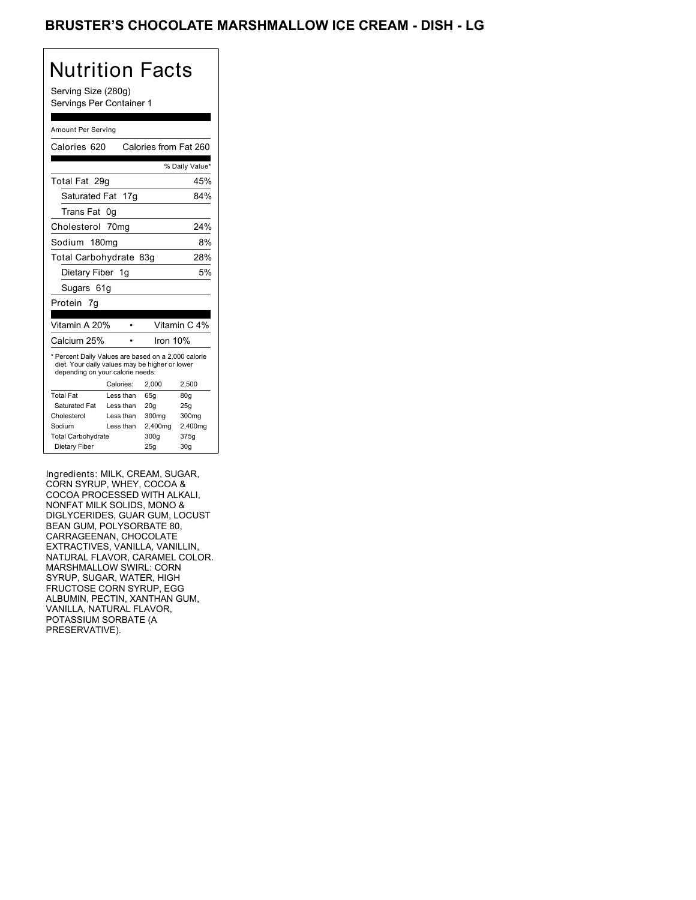## BRUSTER'S CHOCOLATE MARSHMALLOW ICE CREAM - DISH - LG

# Nutrition Facts

Serving Size (280g)
Servings Per Container 1

Amount Per Serving

| | |
|---|---|
| Calories 620 | Calories from Fat 260 |
| | % Daily Value* |
| Total Fat 29g | 45% |
| Saturated Fat 17g | 84% |
| Trans Fat 0g | |
| Cholesterol 70mg | 24% |
| Sodium 180mg | 8% |
| Total Carbohydrate 83g | 28% |
| Dietary Fiber 1g | 5% |
| Sugars 61g | |
| Protein 7g | |

| | |
|---|---|
| Vitamin A 20% | Vitamin C 4% |
| Calcium 25% | Iron 10% |

* Percent Daily Values are based on a 2,000 calorie diet. Your daily values may be higher or lower depending on your calorie needs:

| | Calories: | 2,000 | 2,500 |
|---|---|---|---|
| Total Fat | Less than | 65g | 80g |
| Saturated Fat | Less than | 20g | 25g |
| Cholesterol | Less than | 300mg | 300mg |
| Sodium | Less than | 2,400mg | 2,400mg |
| Total Carbohydrate | | 300g | 375g |
| Dietary Fiber | | 25g | 30g |

Ingredients: MILK, CREAM, SUGAR, CORN SYRUP, WHEY, COCOA & COCOA PROCESSED WITH ALKALI, NONFAT MILK SOLIDS, MONO & DIGLYCERIDES, GUAR GUM, LOCUST BEAN GUM, POLYSORBATE 80, CARRAGEENAN, CHOCOLATE EXTRACTIVES, VANILLA, VANILLIN, NATURAL FLAVOR, CARAMEL COLOR. MARSHMALLOW SWIRL: CORN SYRUP, SUGAR, WATER, HIGH FRUCTOSE CORN SYRUP, EGG ALBUMIN, PECTIN, XANTHAN GUM, VANILLA, NATURAL FLAVOR, POTASSIUM SORBATE (A PRESERVATIVE).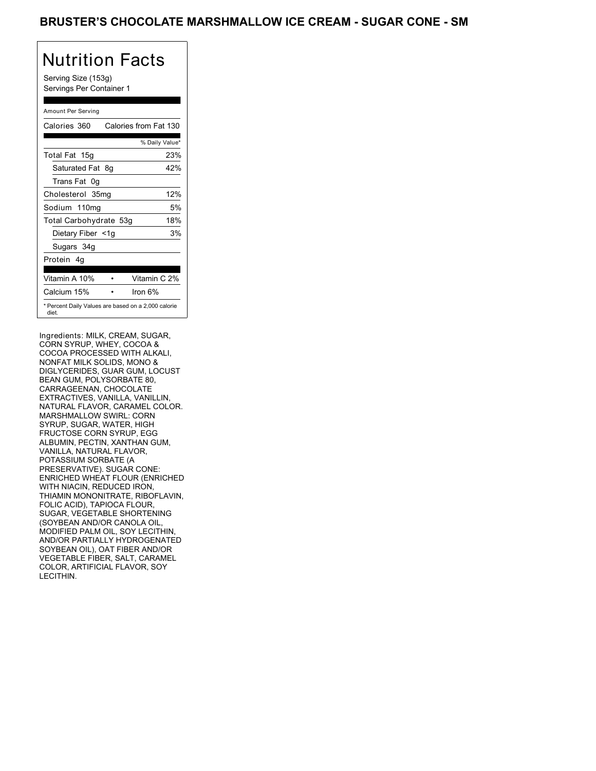# BRUSTER'S CHOCOLATE MARSHMALLOW ICE CREAM - SUGAR CONE - SM

## Nutrition Facts

Serving Size (153g)
Servings Per Container 1

Amount Per Serving

| | |
|---|---|
| Calories 360 | Calories from Fat 130 |
| | % Daily Value* |
| Total Fat 15g | 23% |
| Saturated Fat 8g | 42% |
| Trans Fat 0g | |
| Cholesterol 35mg | 12% |
| Sodium 110mg | 5% |
| Total Carbohydrate 53g | 18% |
| Dietary Fiber <1g | 3% |
| Sugars 34g | |
| Protein 4g | |
| Vitamin A 10% | Vitamin C 2% |
| Calcium 15% | Iron 6% |

* Percent Daily Values are based on a 2,000 calorie diet.

Ingredients: MILK, CREAM, SUGAR, CORN SYRUP, WHEY, COCOA & COCOA PROCESSED WITH ALKALI, NONFAT MILK SOLIDS, MONO & DIGLYCERIDES, GUAR GUM, LOCUST BEAN GUM, POLYSORBATE 80, CARRAGEENAN, CHOCOLATE EXTRACTIVES, VANILLA, VANILLIN, NATURAL FLAVOR, CARAMEL COLOR. MARSHMALLOW SWIRL: CORN SYRUP, SUGAR, WATER, HIGH FRUCTOSE CORN SYRUP, EGG ALBUMIN, PECTIN, XANTHAN GUM, VANILLA, NATURAL FLAVOR, POTASSIUM SORBATE (A PRESERVATIVE). SUGAR CONE: ENRICHED WHEAT FLOUR (ENRICHED WITH NIACIN, REDUCED IRON, THIAMIN MONONITRATE, RIBOFLAVIN, FOLIC ACID), TAPIOCA FLOUR, SUGAR, VEGETABLE SHORTENING (SOYBEAN AND/OR CANOLA OIL, MODIFIED PALM OIL, SOY LECITHIN, AND/OR PARTIALLY HYDROGENATED SOYBEAN OIL), OAT FIBER AND/OR VEGETABLE FIBER, SALT, CARAMEL COLOR, ARTIFICIAL FLAVOR, SOY LECITHIN.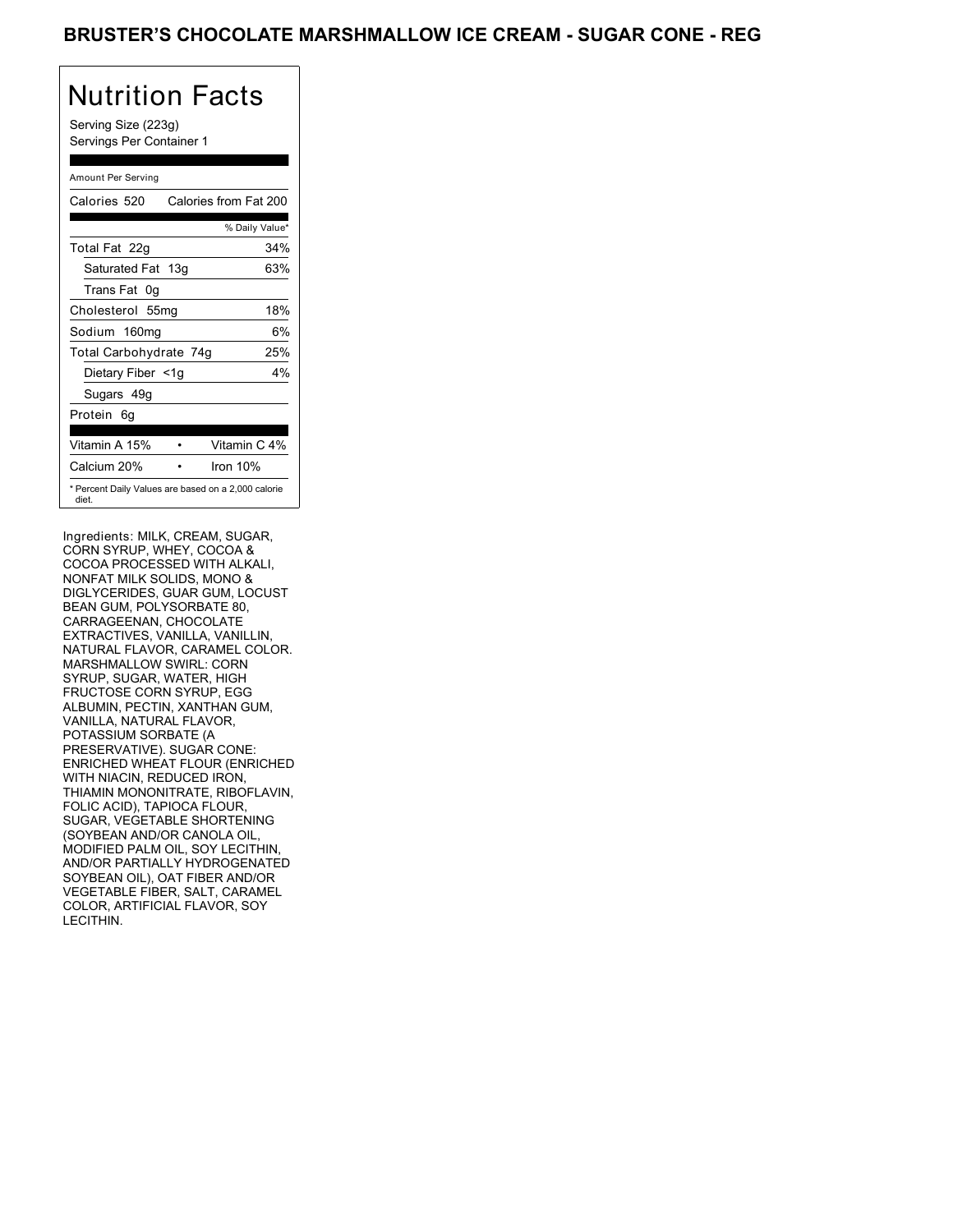# BRUSTER'S CHOCOLATE MARSHMALLOW ICE CREAM - SUGAR CONE - REG

## Nutrition Facts

Serving Size (223g)
Servings Per Container 1

Amount Per Serving

| | |
|---|---|
| Calories 520 | Calories from Fat 200 |
| | % Daily Value* |
| Total Fat 22g | 34% |
| Saturated Fat 13g | 63% |
| Trans Fat 0g | |
| Cholesterol 55mg | 18% |
| Sodium 160mg | 6% |
| Total Carbohydrate 74g | 25% |
| Dietary Fiber <1g | 4% |
| Sugars 49g | |
| Protein 6g | |
| Vitamin A 15% | Vitamin C 4% |
| Calcium 20% | Iron 10% |

* Percent Daily Values are based on a 2,000 calorie diet.

Ingredients: MILK, CREAM, SUGAR, CORN SYRUP, WHEY, COCOA & COCOA PROCESSED WITH ALKALI, NONFAT MILK SOLIDS, MONO & DIGLYCERIDES, GUAR GUM, LOCUST BEAN GUM, POLYSORBATE 80, CARRAGEENAN, CHOCOLATE EXTRACTIVES, VANILLA, VANILLIN, NATURAL FLAVOR, CARAMEL COLOR. MARSHMALLOW SWIRL: CORN SYRUP, SUGAR, WATER, HIGH FRUCTOSE CORN SYRUP, EGG ALBUMIN, PECTIN, XANTHAN GUM, VANILLA, NATURAL FLAVOR, POTASSIUM SORBATE (A PRESERVATIVE). SUGAR CONE: ENRICHED WHEAT FLOUR (ENRICHED WITH NIACIN, REDUCED IRON, THIAMIN MONONITRATE, RIBOFLAVIN, FOLIC ACID), TAPIOCA FLOUR, SUGAR, VEGETABLE SHORTENING (SOYBEAN AND/OR CANOLA OIL, MODIFIED PALM OIL, SOY LECITHIN, AND/OR PARTIALLY HYDROGENATED SOYBEAN OIL), OAT FIBER AND/OR VEGETABLE FIBER, SALT, CARAMEL COLOR, ARTIFICIAL FLAVOR, SOY LECITHIN.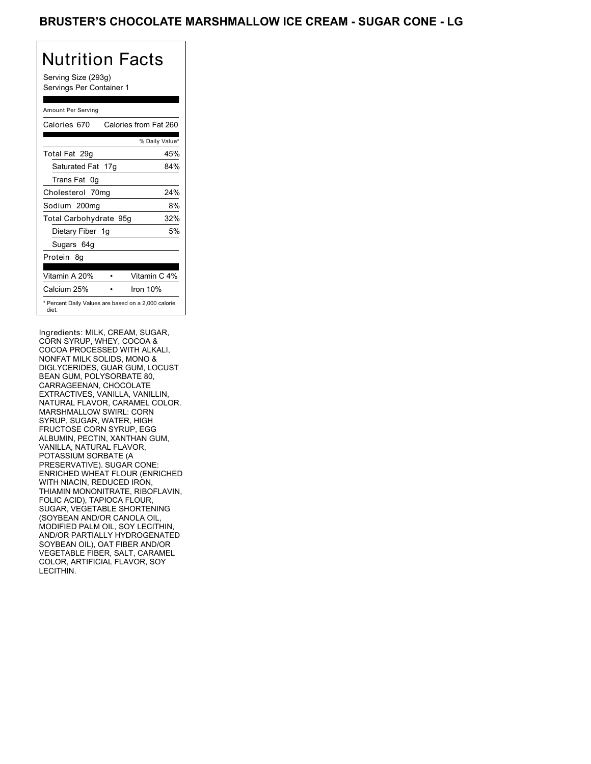# BRUSTER'S CHOCOLATE MARSHMALLOW ICE CREAM - SUGAR CONE - LG

## Nutrition Facts

Serving Size (293g)
Servings Per Container 1

Amount Per Serving

| | |
|---|---|
| Calories 670 | Calories from Fat 260 |
| | % Daily Value* |
| Total Fat 29g | 45% |
| Saturated Fat 17g | 84% |
| Trans Fat 0g | |
| Cholesterol 70mg | 24% |
| Sodium 200mg | 8% |
| Total Carbohydrate 95g | 32% |
| Dietary Fiber 1g | 5% |
| Sugars 64g | |
| Protein 8g | |
| Vitamin A 20% | Vitamin C 4% |
| Calcium 25% | Iron 10% |

* Percent Daily Values are based on a 2,000 calorie diet.

Ingredients: MILK, CREAM, SUGAR, CORN SYRUP, WHEY, COCOA & COCOA PROCESSED WITH ALKALI, NONFAT MILK SOLIDS, MONO & DIGLYCERIDES, GUAR GUM, LOCUST BEAN GUM, POLYSORBATE 80, CARRAGEENAN, CHOCOLATE EXTRACTIVES, VANILLA, VANILLIN, NATURAL FLAVOR, CARAMEL COLOR. MARSHMALLOW SWIRL: CORN SYRUP, SUGAR, WATER, HIGH FRUCTOSE CORN SYRUP, EGG ALBUMIN, PECTIN, XANTHAN GUM, VANILLA, NATURAL FLAVOR, POTASSIUM SORBATE (A PRESERVATIVE). SUGAR CONE: ENRICHED WHEAT FLOUR (ENRICHED WITH NIACIN, REDUCED IRON, THIAMIN MONONITRATE, RIBOFLAVIN, FOLIC ACID), TAPIOCA FLOUR, SUGAR, VEGETABLE SHORTENING (SOYBEAN AND/OR CANOLA OIL, MODIFIED PALM OIL, SOY LECITHIN, AND/OR PARTIALLY HYDROGENATED SOYBEAN OIL), OAT FIBER AND/OR VEGETABLE FIBER, SALT, CARAMEL COLOR, ARTIFICIAL FLAVOR, SOY LECITHIN.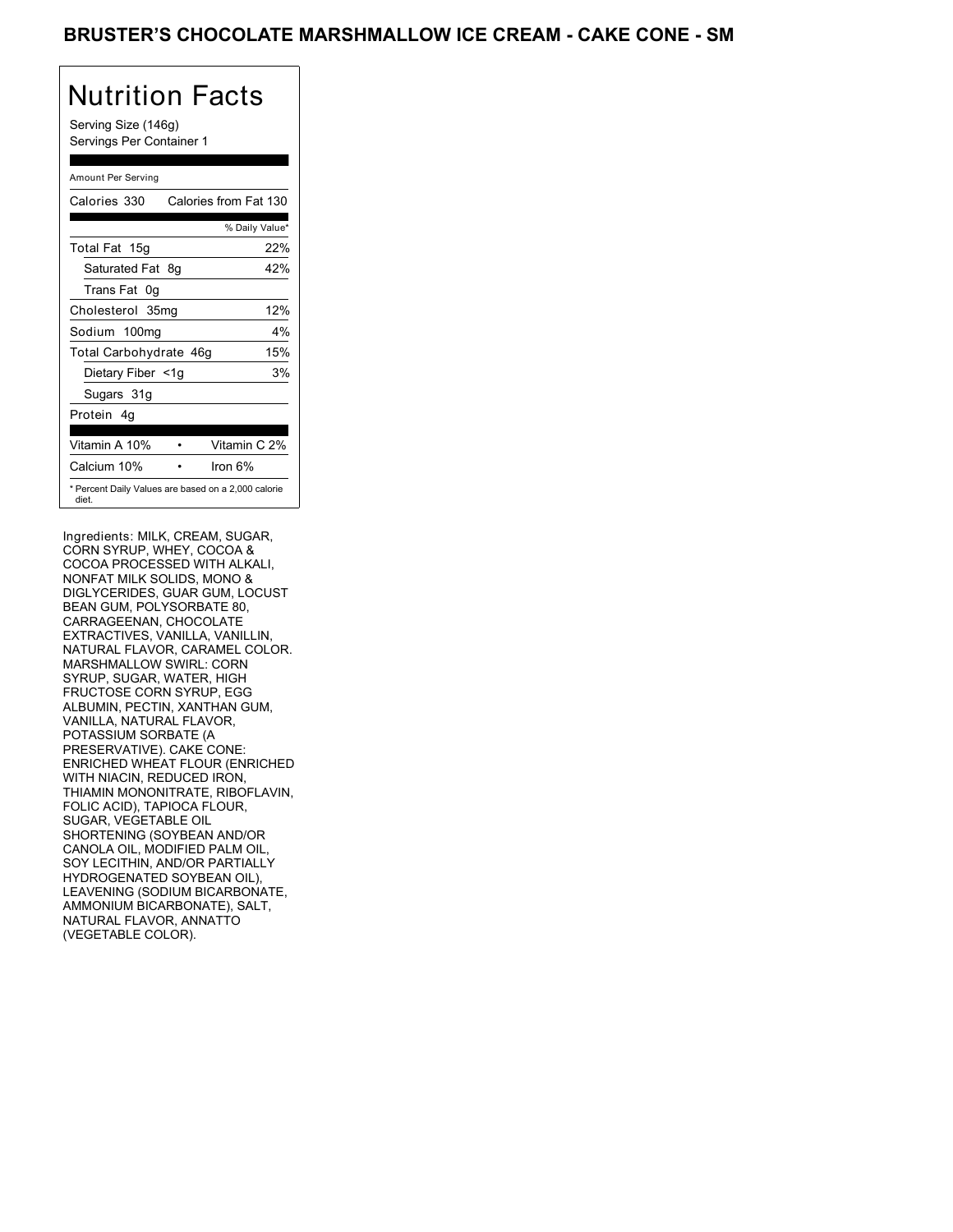# BRUSTER'S CHOCOLATE MARSHMALLOW ICE CREAM - CAKE CONE - SM

## Nutrition Facts

Serving Size (146g)
Servings Per Container 1

Amount Per Serving

| | |
|---|---|
| Calories 330 | Calories from Fat 130 |
| | % Daily Value* |
| Total Fat 15g | 22% |
| Saturated Fat 8g | 42% |
| Trans Fat 0g | |
| Cholesterol 35mg | 12% |
| Sodium 100mg | 4% |
| Total Carbohydrate 46g | 15% |
| Dietary Fiber <1g | 3% |
| Sugars 31g | |
| Protein 4g | |
| Vitamin A 10% | Vitamin C 2% |
| Calcium 10% | Iron 6% |

* Percent Daily Values are based on a 2,000 calorie diet.

Ingredients: MILK, CREAM, SUGAR, CORN SYRUP, WHEY, COCOA & COCOA PROCESSED WITH ALKALI, NONFAT MILK SOLIDS, MONO & DIGLYCERIDES, GUAR GUM, LOCUST BEAN GUM, POLYSORBATE 80, CARRAGEENAN, CHOCOLATE EXTRACTIVES, VANILLA, VANILLIN, NATURAL FLAVOR, CARAMEL COLOR. MARSHMALLOW SWIRL: CORN SYRUP, SUGAR, WATER, HIGH FRUCTOSE CORN SYRUP, EGG ALBUMIN, PECTIN, XANTHAN GUM, VANILLA, NATURAL FLAVOR, POTASSIUM SORBATE (A PRESERVATIVE). CAKE CONE: ENRICHED WHEAT FLOUR (ENRICHED WITH NIACIN, REDUCED IRON, THIAMIN MONONITRATE, RIBOFLAVIN, FOLIC ACID), TAPIOCA FLOUR, SUGAR, VEGETABLE OIL SHORTENING (SOYBEAN AND/OR CANOLA OIL, MODIFIED PALM OIL, SOY LECITHIN, AND/OR PARTIALLY HYDROGENATED SOYBEAN OIL), LEAVENING (SODIUM BICARBONATE, AMMONIUM BICARBONATE), SALT, NATURAL FLAVOR, ANNATTO (VEGETABLE COLOR).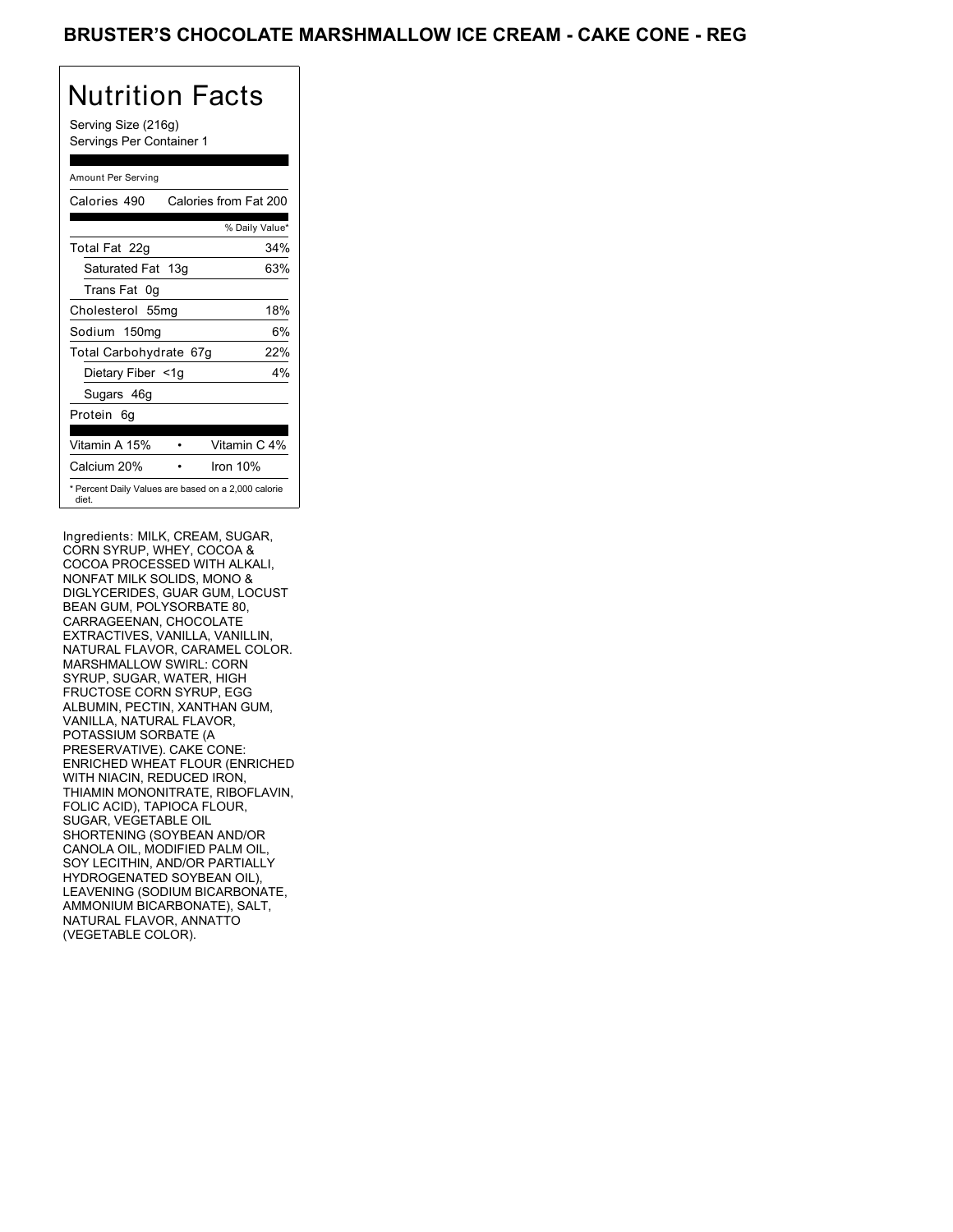# BRUSTER'S CHOCOLATE MARSHMALLOW ICE CREAM - CAKE CONE - REG

## Nutrition Facts

Serving Size (216g)
Servings Per Container 1

Amount Per Serving

| | |
|---|---|
| Calories 490 | Calories from Fat 200 |
| | % Daily Value* |
| Total Fat 22g | 34% |
| Saturated Fat 13g | 63% |
| Trans Fat 0g | |
| Cholesterol 55mg | 18% |
| Sodium 150mg | 6% |
| Total Carbohydrate 67g | 22% |
| Dietary Fiber <1g | 4% |
| Sugars 46g | |
| Protein 6g | |
| Vitamin A 15% | Vitamin C 4% |
| Calcium 20% | Iron 10% |

* Percent Daily Values are based on a 2,000 calorie diet.

Ingredients: MILK, CREAM, SUGAR, CORN SYRUP, WHEY, COCOA & COCOA PROCESSED WITH ALKALI, NONFAT MILK SOLIDS, MONO & DIGLYCERIDES, GUAR GUM, LOCUST BEAN GUM, POLYSORBATE 80, CARRAGEENAN, CHOCOLATE EXTRACTIVES, VANILLA, VANILLIN, NATURAL FLAVOR, CARAMEL COLOR. MARSHMALLOW SWIRL: CORN SYRUP, SUGAR, WATER, HIGH FRUCTOSE CORN SYRUP, EGG ALBUMIN, PECTIN, XANTHAN GUM, VANILLA, NATURAL FLAVOR, POTASSIUM SORBATE (A PRESERVATIVE). CAKE CONE: ENRICHED WHEAT FLOUR (ENRICHED WITH NIACIN, REDUCED IRON, THIAMIN MONONITRATE, RIBOFLAVIN, FOLIC ACID), TAPIOCA FLOUR, SUGAR, VEGETABLE OIL SHORTENING (SOYBEAN AND/OR CANOLA OIL, MODIFIED PALM OIL, SOY LECITHIN, AND/OR PARTIALLY HYDROGENATED SOYBEAN OIL), LEAVENING (SODIUM BICARBONATE, AMMONIUM BICARBONATE), SALT, NATURAL FLAVOR, ANNATTO (VEGETABLE COLOR).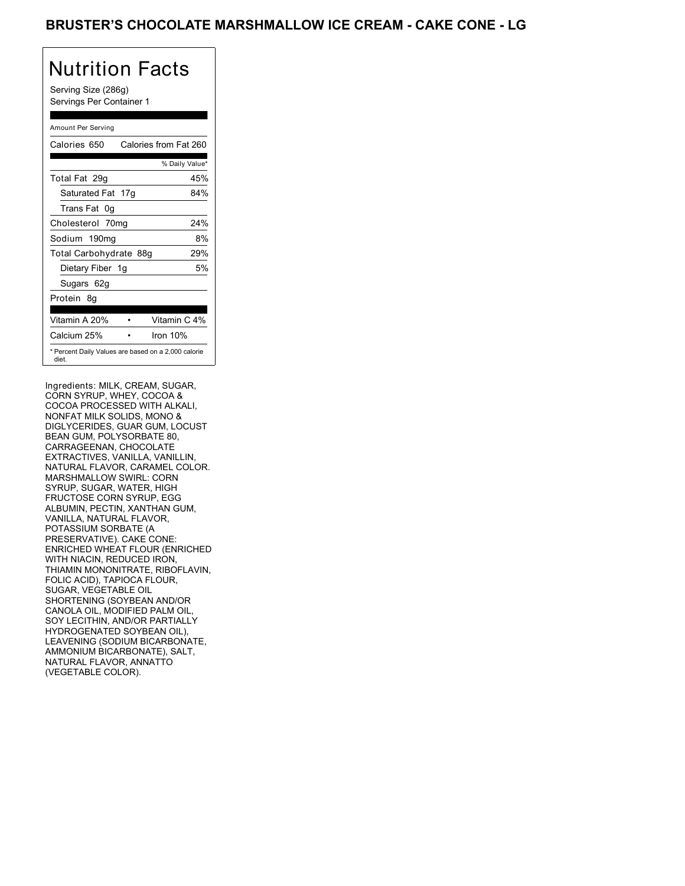# BRUSTER'S CHOCOLATE MARSHMALLOW ICE CREAM - CAKE CONE - LG

## Nutrition Facts

Serving Size (286g)
Servings Per Container 1

Amount Per Serving

| | |
|---|---|
| Calories 650 | Calories from Fat 260 |
| | % Daily Value* |
| Total Fat 29g | 45% |
| Saturated Fat 17g | 84% |
| Trans Fat 0g | |
| Cholesterol 70mg | 24% |
| Sodium 190mg | 8% |
| Total Carbohydrate 88g | 29% |
| Dietary Fiber 1g | 5% |
| Sugars 62g | |
| Protein 8g | |
| Vitamin A 20% | Vitamin C 4% |
| Calcium 25% | Iron 10% |

* Percent Daily Values are based on a 2,000 calorie diet.

Ingredients: MILK, CREAM, SUGAR, CORN SYRUP, WHEY, COCOA & COCOA PROCESSED WITH ALKALI, NONFAT MILK SOLIDS, MONO & DIGLYCERIDES, GUAR GUM, LOCUST BEAN GUM, POLYSORBATE 80, CARRAGEENAN, CHOCOLATE EXTRACTIVES, VANILLA, VANILLIN, NATURAL FLAVOR, CARAMEL COLOR. MARSHMALLOW SWIRL: CORN SYRUP, SUGAR, WATER, HIGH FRUCTOSE CORN SYRUP, EGG ALBUMIN, PECTIN, XANTHAN GUM, VANILLA, NATURAL FLAVOR, POTASSIUM SORBATE (A PRESERVATIVE). CAKE CONE: ENRICHED WHEAT FLOUR (ENRICHED WITH NIACIN, REDUCED IRON, THIAMIN MONONITRATE, RIBOFLAVIN, FOLIC ACID), TAPIOCA FLOUR, SUGAR, VEGETABLE OIL SHORTENING (SOYBEAN AND/OR CANOLA OIL, MODIFIED PALM OIL, SOY LECITHIN, AND/OR PARTIALLY HYDROGENATED SOYBEAN OIL), LEAVENING (SODIUM BICARBONATE, AMMONIUM BICARBONATE), SALT, NATURAL FLAVOR, ANNATTO (VEGETABLE COLOR).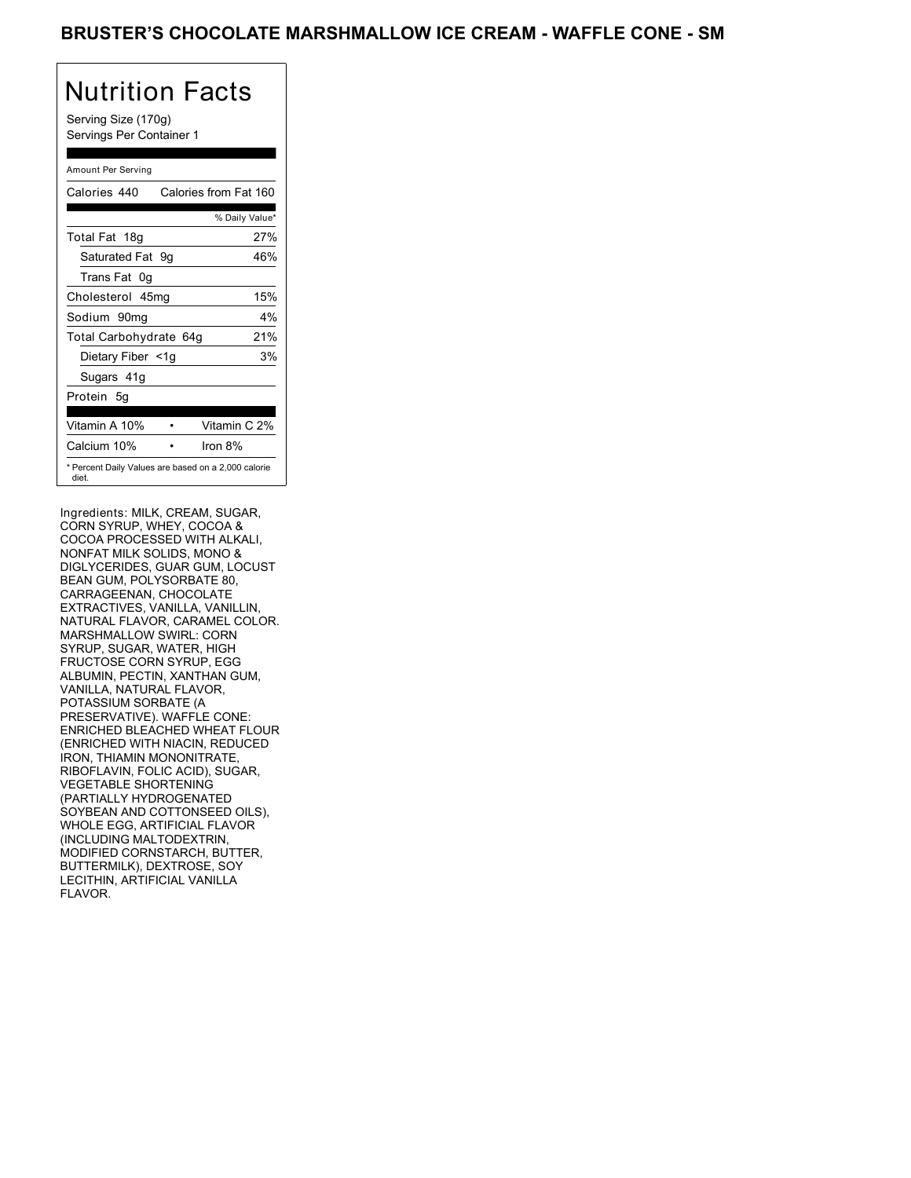# BRUSTER'S CHOCOLATE MARSHMALLOW ICE CREAM - WAFFLE CONE - SM

## Nutrition Facts

Serving Size (170g)
Servings Per Container 1

| | |
|---|---|
| Amount Per Serving | |
| Calories 440 | Calories from Fat 160 |
| | % Daily Value* |
| Total Fat 18g | 27% |
| Saturated Fat 9g | 46% |
| Trans Fat 0g | |
| Cholesterol 45mg | 15% |
| Sodium 90mg | 4% |
| Total Carbohydrate 64g | 21% |
| Dietary Fiber <1g | 3% |
| Sugars 41g | |
| Protein 5g | |
| Vitamin A 10% • | Vitamin C 2% |
| Calcium 10% • | Iron 8% |

* Percent Daily Values are based on a 2,000 calorie diet.

Ingredients: MILK, CREAM, SUGAR, CORN SYRUP, WHEY, COCOA & COCOA PROCESSED WITH ALKALI, NONFAT MILK SOLIDS, MONO & DIGLYCERIDES, GUAR GUM, LOCUST BEAN GUM, POLYSORBATE 80, CARRAGEENAN, CHOCOLATE EXTRACTIVES, VANILLA, VANILLIN, NATURAL FLAVOR, CARAMEL COLOR. MARSHMALLOW SWIRL: CORN SYRUP, SUGAR, WATER, HIGH FRUCTOSE CORN SYRUP, EGG ALBUMIN, PECTIN, XANTHAN GUM, VANILLA, NATURAL FLAVOR, POTASSIUM SORBATE (A PRESERVATIVE). WAFFLE CONE: ENRICHED BLEACHED WHEAT FLOUR (ENRICHED WITH NIACIN, REDUCED IRON, THIAMIN MONONITRATE, RIBOFLAVIN, FOLIC ACID), SUGAR, VEGETABLE SHORTENING (PARTIALLY HYDROGENATED SOYBEAN AND COTTONSEED OILS), WHOLE EGG, ARTIFICIAL FLAVOR (INCLUDING MALTODEXTRIN, MODIFIED CORNSTARCH, BUTTER, BUTTERMILK), DEXTROSE, SOY LECITHIN, ARTIFICIAL VANILLA FLAVOR.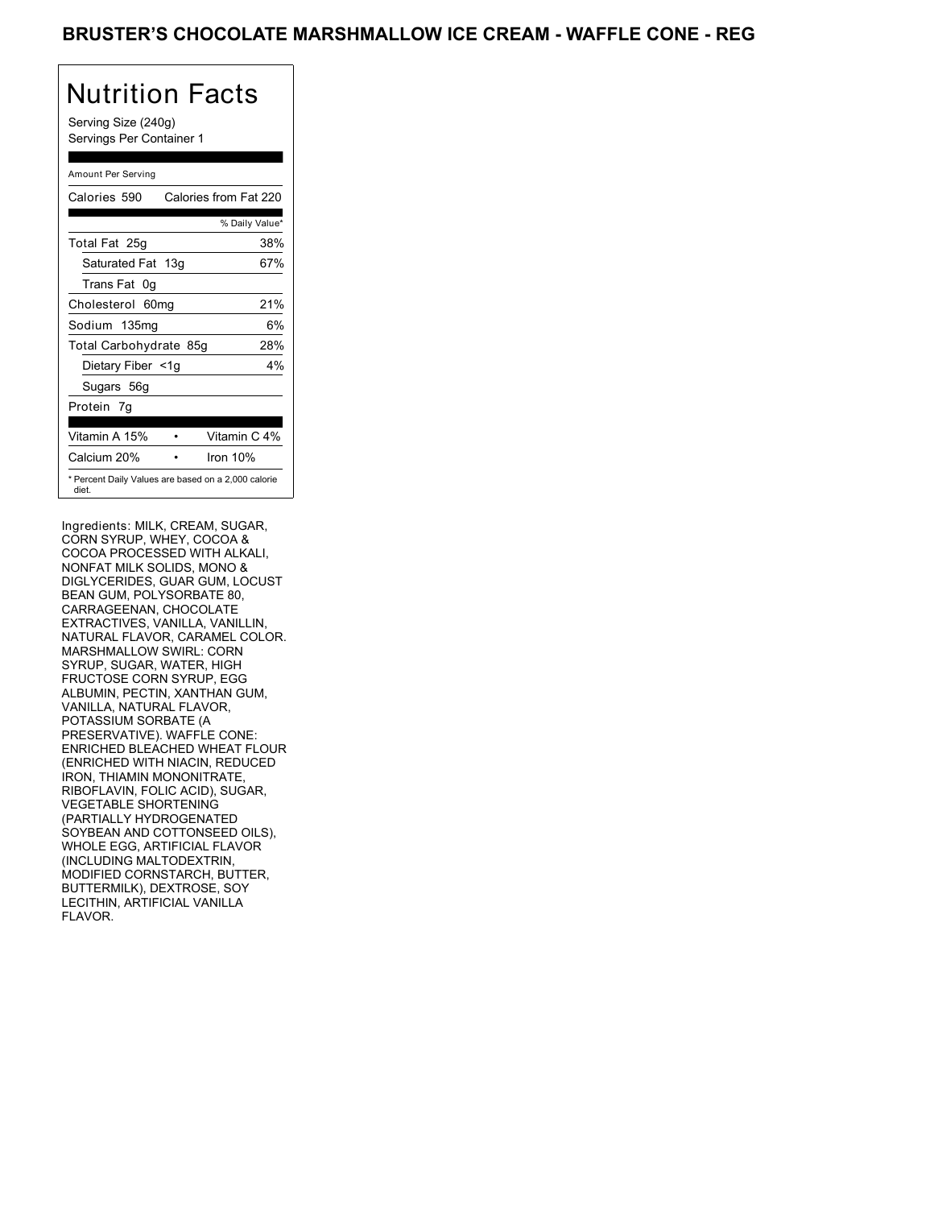# BRUSTER'S CHOCOLATE MARSHMALLOW ICE CREAM - WAFFLE CONE - REG

## Nutrition Facts

Serving Size (240g)
Servings Per Container 1

Amount Per Serving

| | |
|---|---|
| Calories 590 | Calories from Fat 220 |
| | % Daily Value* |
| Total Fat 25g | 38% |
| Saturated Fat 13g | 67% |
| Trans Fat 0g | |
| Cholesterol 60mg | 21% |
| Sodium 135mg | 6% |
| Total Carbohydrate 85g | 28% |
| Dietary Fiber <1g | 4% |
| Sugars 56g | |
| Protein 7g | |
| Vitamin A 15% | Vitamin C 4% |
| Calcium 20% | Iron 10% |

* Percent Daily Values are based on a 2,000 calorie diet.

Ingredients: MILK, CREAM, SUGAR, CORN SYRUP, WHEY, COCOA & COCOA PROCESSED WITH ALKALI, NONFAT MILK SOLIDS, MONO & DIGLYCERIDES, GUAR GUM, LOCUST BEAN GUM, POLYSORBATE 80, CARRAGEENAN, CHOCOLATE EXTRACTIVES, VANILLA, VANILLIN, NATURAL FLAVOR, CARAMEL COLOR. MARSHMALLOW SWIRL: CORN SYRUP, SUGAR, WATER, HIGH FRUCTOSE CORN SYRUP, EGG ALBUMIN, PECTIN, XANTHAN GUM, VANILLA, NATURAL FLAVOR, POTASSIUM SORBATE (A PRESERVATIVE). WAFFLE CONE: ENRICHED BLEACHED WHEAT FLOUR (ENRICHED WITH NIACIN, REDUCED IRON, THIAMIN MONONITRATE, RIBOFLAVIN, FOLIC ACID), SUGAR, VEGETABLE SHORTENING (PARTIALLY HYDROGENATED SOYBEAN AND COTTONSEED OILS), WHOLE EGG, ARTIFICIAL FLAVOR (INCLUDING MALTODEXTRIN, MODIFIED CORNSTARCH, BUTTER, BUTTERMILK), DEXTROSE, SOY LECITHIN, ARTIFICIAL VANILLA FLAVOR.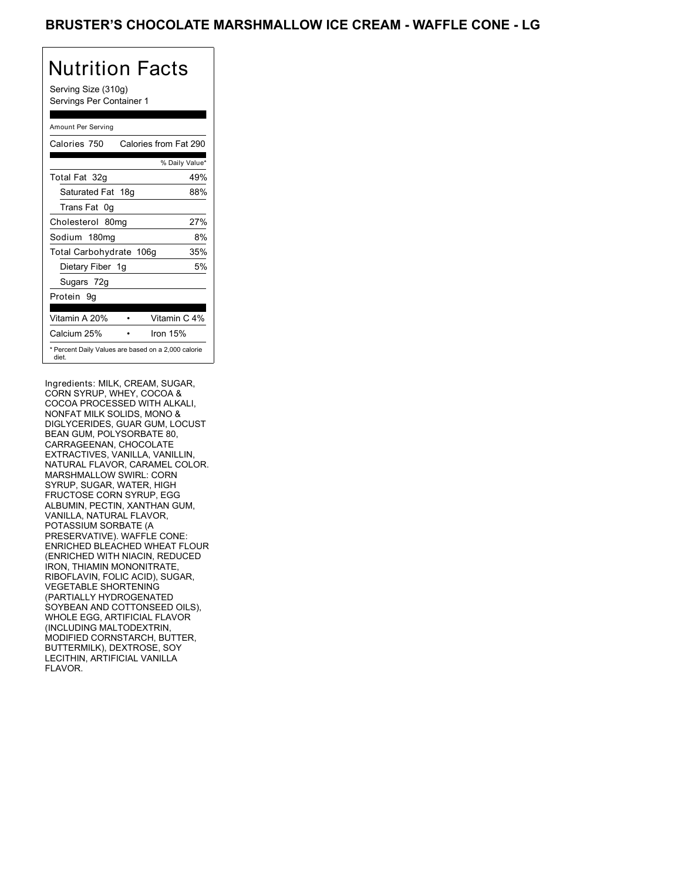# BRUSTER'S CHOCOLATE MARSHMALLOW ICE CREAM - WAFFLE CONE - LG

## Nutrition Facts

Serving Size (310g)
Servings Per Container 1

Amount Per Serving

| | |
|---|---|
| Calories 750 | Calories from Fat 290 |
| | % Daily Value* |
| Total Fat 32g | 49% |
| Saturated Fat 18g | 88% |
| Trans Fat 0g | |
| Cholesterol 80mg | 27% |
| Sodium 180mg | 8% |
| Total Carbohydrate 106g | 35% |
| Dietary Fiber 1g | 5% |
| Sugars 72g | |
| Protein 9g | |
| Vitamin A 20% | Vitamin C 4% |
| Calcium 25% | Iron 15% |

* Percent Daily Values are based on a 2,000 calorie diet.

Ingredients: MILK, CREAM, SUGAR, CORN SYRUP, WHEY, COCOA & COCOA PROCESSED WITH ALKALI, NONFAT MILK SOLIDS, MONO & DIGLYCERIDES, GUAR GUM, LOCUST BEAN GUM, POLYSORBATE 80, CARRAGEENAN, CHOCOLATE EXTRACTIVES, VANILLA, VANILLIN, NATURAL FLAVOR, CARAMEL COLOR. MARSHMALLOW SWIRL: CORN SYRUP, SUGAR, WATER, HIGH FRUCTOSE CORN SYRUP, EGG ALBUMIN, PECTIN, XANTHAN GUM, VANILLA, NATURAL FLAVOR, POTASSIUM SORBATE (A PRESERVATIVE). WAFFLE CONE: ENRICHED BLEACHED WHEAT FLOUR (ENRICHED WITH NIACIN, REDUCED IRON, THIAMIN MONONITRATE, RIBOFLAVIN, FOLIC ACID), SUGAR, VEGETABLE SHORTENING (PARTIALLY HYDROGENATED SOYBEAN AND COTTONSEED OILS), WHOLE EGG, ARTIFICIAL FLAVOR (INCLUDING MALTODEXTRIN, MODIFIED CORNSTARCH, BUTTER, BUTTERMILK), DEXTROSE, SOY LECITHIN, ARTIFICIAL VANILLA FLAVOR.